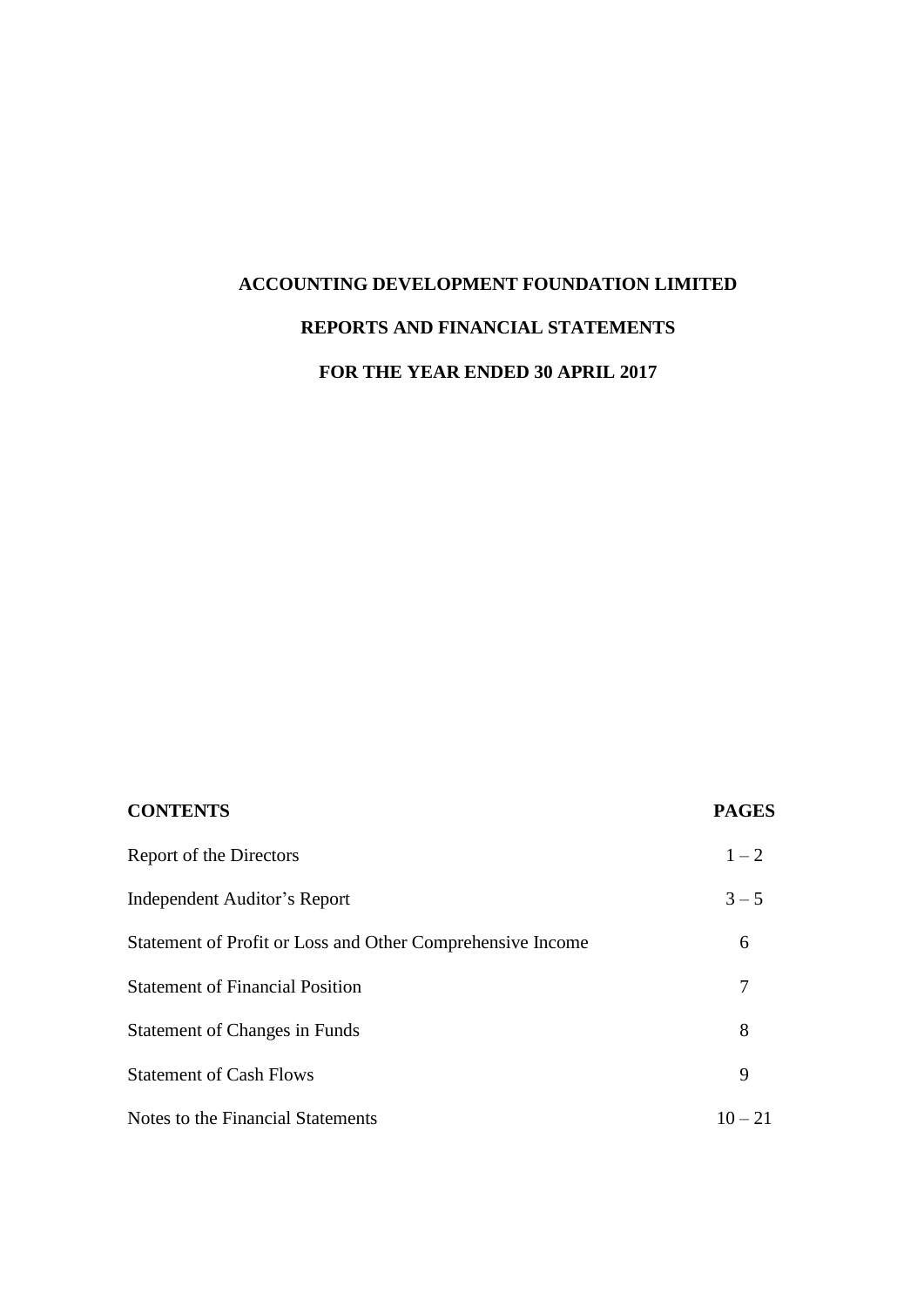# ACCOUNTING DEVELOPMENT FOUNDATION LIMITED

## REPORTS AND FINANCIAL STATEMENTS

## FOR THE YEAR ENDED 30 APRIL 2017

| **CONTENTS** | **PAGES** |
|---|---|
| Report of the Directors | 1 – 2 |
| Independent Auditor's Report | 3 – 5 |
| Statement of Profit or Loss and Other Comprehensive Income | 6 |
| Statement of Financial Position | 7 |
| Statement of Changes in Funds | 8 |
| Statement of Cash Flows | 9 |
| Notes to the Financial Statements | 10 – 21 |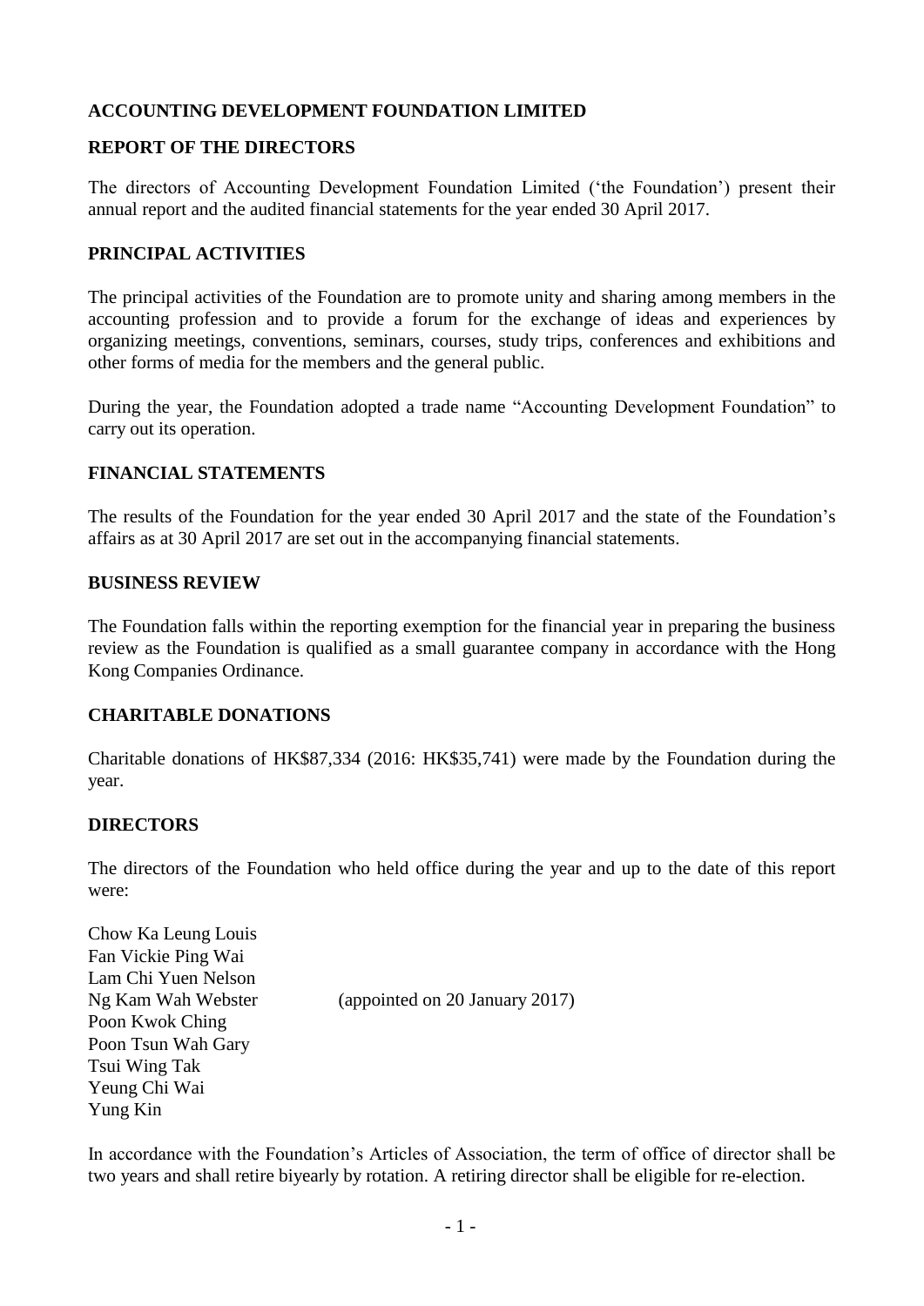**ACCOUNTING DEVELOPMENT FOUNDATION LIMITED**

**REPORT OF THE DIRECTORS**

The directors of Accounting Development Foundation Limited ('the Foundation') present their annual report and the audited financial statements for the year ended 30 April 2017.

**PRINCIPAL ACTIVITIES**

The principal activities of the Foundation are to promote unity and sharing among members in the accounting profession and to provide a forum for the exchange of ideas and experiences by organizing meetings, conventions, seminars, courses, study trips, conferences and exhibitions and other forms of media for the members and the general public.

During the year, the Foundation adopted a trade name "Accounting Development Foundation" to carry out its operation.

**FINANCIAL STATEMENTS**

The results of the Foundation for the year ended 30 April 2017 and the state of the Foundation's affairs as at 30 April 2017 are set out in the accompanying financial statements.

**BUSINESS REVIEW**

The Foundation falls within the reporting exemption for the financial year in preparing the business review as the Foundation is qualified as a small guarantee company in accordance with the Hong Kong Companies Ordinance.

**CHARITABLE DONATIONS**

Charitable donations of HK$87,334 (2016: HK$35,741) were made by the Foundation during the year.

**DIRECTORS**

The directors of the Foundation who held office during the year and up to the date of this report were:

Chow Ka Leung Louis
Fan Vickie Ping Wai
Lam Chi Yuen Nelson
Ng Kam Wah Webster (appointed on 20 January 2017)
Poon Kwok Ching
Poon Tsun Wah Gary
Tsui Wing Tak
Yeung Chi Wai
Yung Kin

In accordance with the Foundation's Articles of Association, the term of office of director shall be two years and shall retire biyearly by rotation. A retiring director shall be eligible for re-election.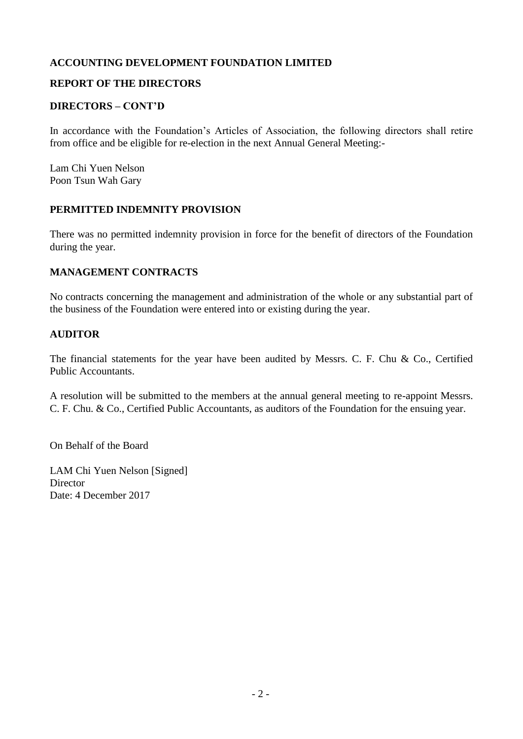**ACCOUNTING DEVELOPMENT FOUNDATION LIMITED**

**REPORT OF THE DIRECTORS**

**DIRECTORS – CONT'D**

In accordance with the Foundation's Articles of Association, the following directors shall retire from office and be eligible for re-election in the next Annual General Meeting:-

Lam Chi Yuen Nelson  
Poon Tsun Wah Gary

**PERMITTED INDEMNITY PROVISION**

There was no permitted indemnity provision in force for the benefit of directors of the Foundation during the year.

**MANAGEMENT CONTRACTS**

No contracts concerning the management and administration of the whole or any substantial part of the business of the Foundation were entered into or existing during the year.

**AUDITOR**

The financial statements for the year have been audited by Messrs. C. F. Chu & Co., Certified Public Accountants.

A resolution will be submitted to the members at the annual general meeting to re-appoint Messrs. C. F. Chu. & Co., Certified Public Accountants, as auditors of the Foundation for the ensuing year.

On Behalf of the Board

LAM Chi Yuen Nelson [Signed]  
Director  
Date: 4 December 2017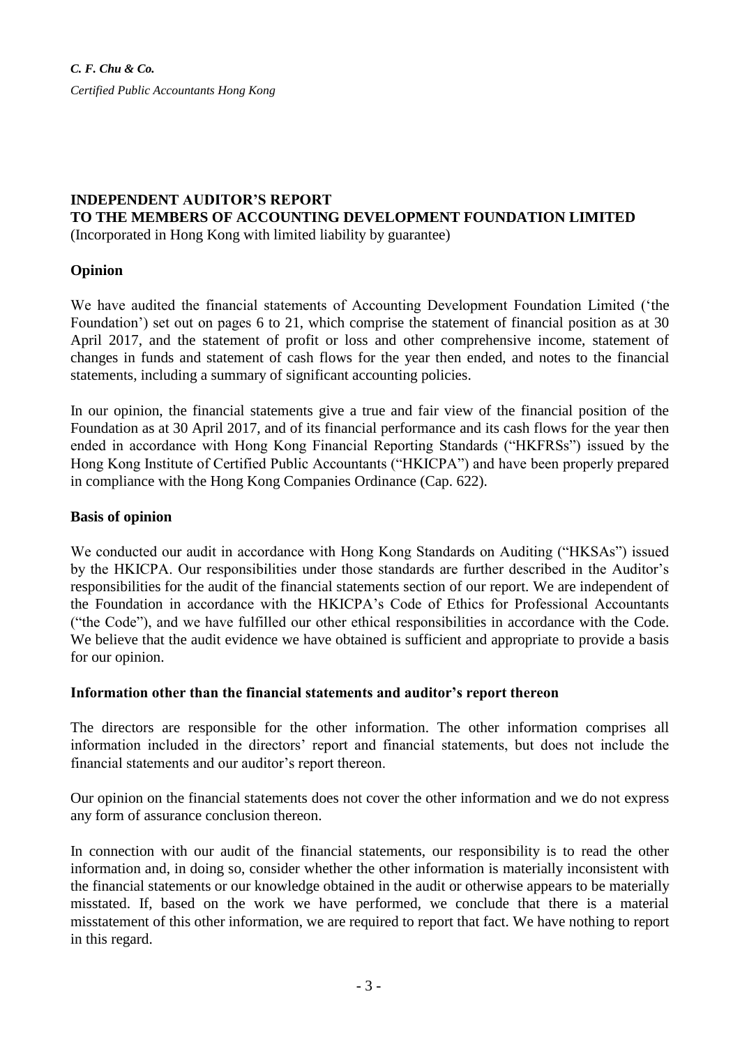*C. F. Chu & Co.*

*Certified Public Accountants Hong Kong*

# INDEPENDENT AUDITOR'S REPORT
# TO THE MEMBERS OF ACCOUNTING DEVELOPMENT FOUNDATION LIMITED

(Incorporated in Hong Kong with limited liability by guarantee)

## Opinion

We have audited the financial statements of Accounting Development Foundation Limited ('the Foundation') set out on pages 6 to 21, which comprise the statement of financial position as at 30 April 2017, and the statement of profit or loss and other comprehensive income, statement of changes in funds and statement of cash flows for the year then ended, and notes to the financial statements, including a summary of significant accounting policies.

In our opinion, the financial statements give a true and fair view of the financial position of the Foundation as at 30 April 2017, and of its financial performance and its cash flows for the year then ended in accordance with Hong Kong Financial Reporting Standards ("HKFRSs") issued by the Hong Kong Institute of Certified Public Accountants ("HKICPA") and have been properly prepared in compliance with the Hong Kong Companies Ordinance (Cap. 622).

## Basis of opinion

We conducted our audit in accordance with Hong Kong Standards on Auditing ("HKSAs") issued by the HKICPA. Our responsibilities under those standards are further described in the Auditor's responsibilities for the audit of the financial statements section of our report. We are independent of the Foundation in accordance with the HKICPA's Code of Ethics for Professional Accountants ("the Code"), and we have fulfilled our other ethical responsibilities in accordance with the Code. We believe that the audit evidence we have obtained is sufficient and appropriate to provide a basis for our opinion.

## Information other than the financial statements and auditor's report thereon

The directors are responsible for the other information. The other information comprises all information included in the directors' report and financial statements, but does not include the financial statements and our auditor's report thereon.

Our opinion on the financial statements does not cover the other information and we do not express any form of assurance conclusion thereon.

In connection with our audit of the financial statements, our responsibility is to read the other information and, in doing so, consider whether the other information is materially inconsistent with the financial statements or our knowledge obtained in the audit or otherwise appears to be materially misstated. If, based on the work we have performed, we conclude that there is a material misstatement of this other information, we are required to report that fact. We have nothing to report in this regard.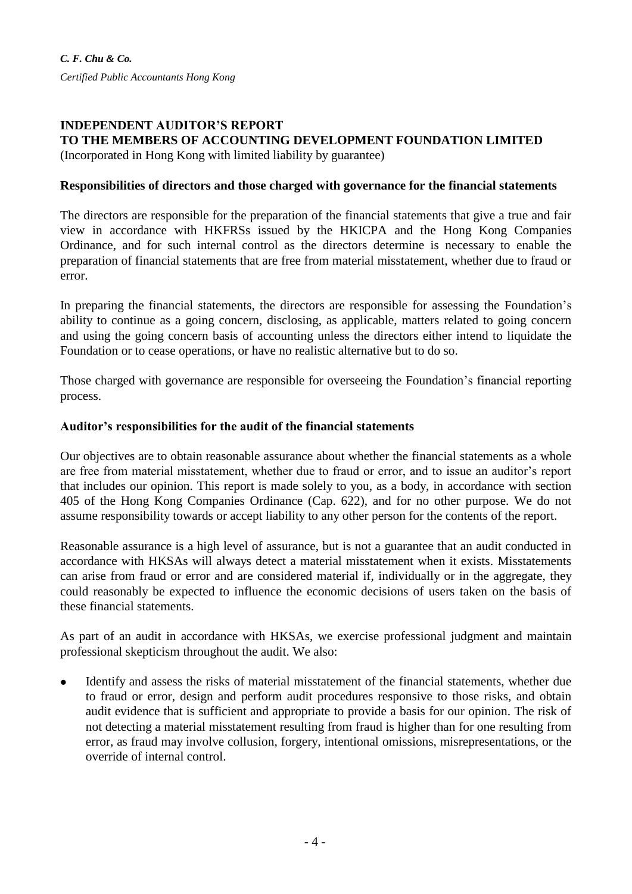*C. F. Chu & Co.*

*Certified Public Accountants Hong Kong*

**INDEPENDENT AUDITOR'S REPORT**
**TO THE MEMBERS OF ACCOUNTING DEVELOPMENT FOUNDATION LIMITED**
(Incorporated in Hong Kong with limited liability by guarantee)

**Responsibilities of directors and those charged with governance for the financial statements**

The directors are responsible for the preparation of the financial statements that give a true and fair view in accordance with HKFRSs issued by the HKICPA and the Hong Kong Companies Ordinance, and for such internal control as the directors determine is necessary to enable the preparation of financial statements that are free from material misstatement, whether due to fraud or error.

In preparing the financial statements, the directors are responsible for assessing the Foundation's ability to continue as a going concern, disclosing, as applicable, matters related to going concern and using the going concern basis of accounting unless the directors either intend to liquidate the Foundation or to cease operations, or have no realistic alternative but to do so.

Those charged with governance are responsible for overseeing the Foundation's financial reporting process.

**Auditor's responsibilities for the audit of the financial statements**

Our objectives are to obtain reasonable assurance about whether the financial statements as a whole are free from material misstatement, whether due to fraud or error, and to issue an auditor's report that includes our opinion. This report is made solely to you, as a body, in accordance with section 405 of the Hong Kong Companies Ordinance (Cap. 622), and for no other purpose. We do not assume responsibility towards or accept liability to any other person for the contents of the report.

Reasonable assurance is a high level of assurance, but is not a guarantee that an audit conducted in accordance with HKSAs will always detect a material misstatement when it exists. Misstatements can arise from fraud or error and are considered material if, individually or in the aggregate, they could reasonably be expected to influence the economic decisions of users taken on the basis of these financial statements.

As part of an audit in accordance with HKSAs, we exercise professional judgment and maintain professional skepticism throughout the audit. We also:

- Identify and assess the risks of material misstatement of the financial statements, whether due to fraud or error, design and perform audit procedures responsive to those risks, and obtain audit evidence that is sufficient and appropriate to provide a basis for our opinion. The risk of not detecting a material misstatement resulting from fraud is higher than for one resulting from error, as fraud may involve collusion, forgery, intentional omissions, misrepresentations, or the override of internal control.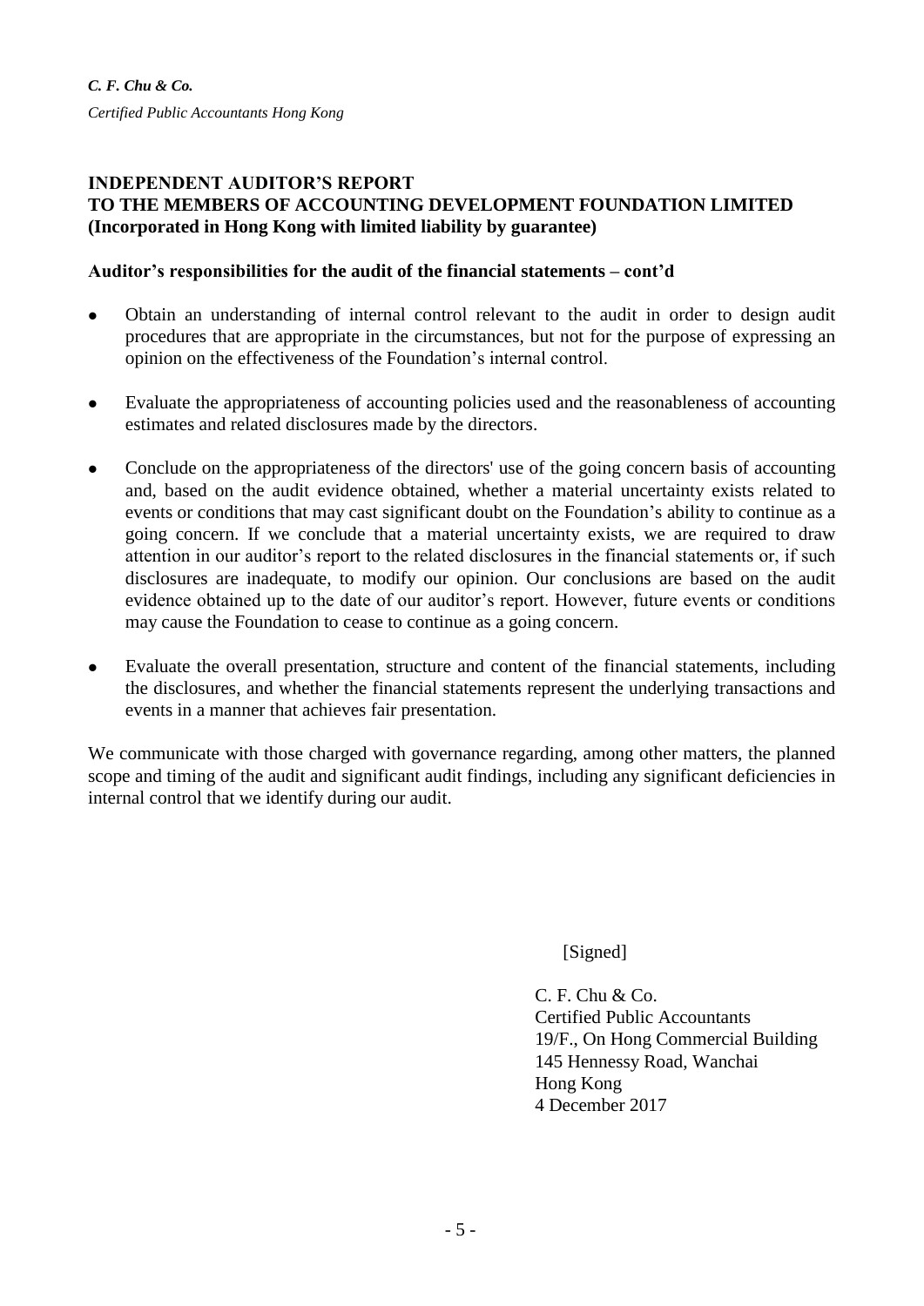*C. F. Chu & Co.*

*Certified Public Accountants Hong Kong*

**INDEPENDENT AUDITOR'S REPORT**
**TO THE MEMBERS OF ACCOUNTING DEVELOPMENT FOUNDATION LIMITED**
**(Incorporated in Hong Kong with limited liability by guarantee)**

**Auditor's responsibilities for the audit of the financial statements – cont'd**

- Obtain an understanding of internal control relevant to the audit in order to design audit procedures that are appropriate in the circumstances, but not for the purpose of expressing an opinion on the effectiveness of the Foundation's internal control.

- Evaluate the appropriateness of accounting policies used and the reasonableness of accounting estimates and related disclosures made by the directors.

- Conclude on the appropriateness of the directors' use of the going concern basis of accounting and, based on the audit evidence obtained, whether a material uncertainty exists related to events or conditions that may cast significant doubt on the Foundation's ability to continue as a going concern. If we conclude that a material uncertainty exists, we are required to draw attention in our auditor's report to the related disclosures in the financial statements or, if such disclosures are inadequate, to modify our opinion. Our conclusions are based on the audit evidence obtained up to the date of our auditor's report. However, future events or conditions may cause the Foundation to cease to continue as a going concern.

- Evaluate the overall presentation, structure and content of the financial statements, including the disclosures, and whether the financial statements represent the underlying transactions and events in a manner that achieves fair presentation.

We communicate with those charged with governance regarding, among other matters, the planned scope and timing of the audit and significant audit findings, including any significant deficiencies in internal control that we identify during our audit.

[Signed]

C. F. Chu & Co.
Certified Public Accountants
19/F., On Hong Commercial Building
145 Hennessy Road, Wanchai
Hong Kong
4 December 2017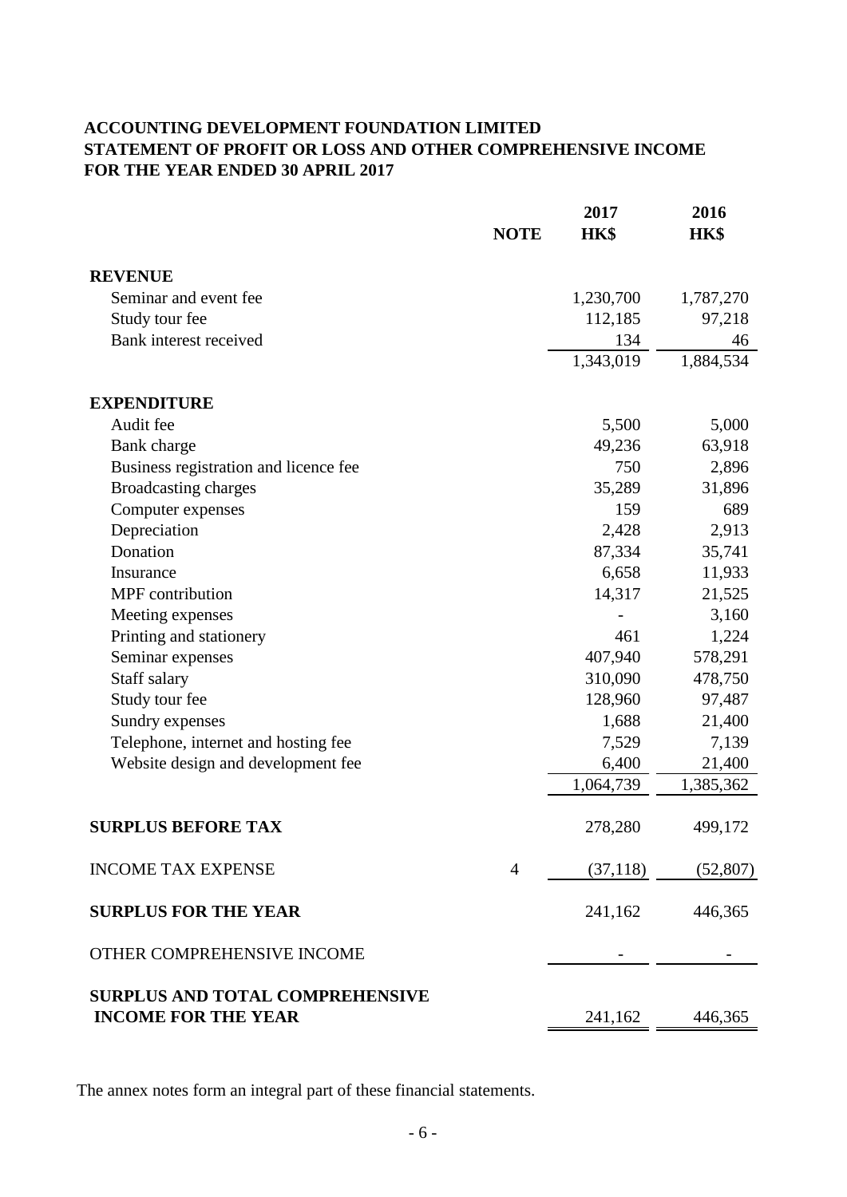**ACCOUNTING DEVELOPMENT FOUNDATION LIMITED**
**STATEMENT OF PROFIT OR LOSS AND OTHER COMPREHENSIVE INCOME**
**FOR THE YEAR ENDED 30 APRIL 2017**

| | NOTE | 2017 HK$ | 2016 HK$ |
|---|---|---|---|
| **REVENUE** | | | |
| Seminar and event fee | | 1,230,700 | 1,787,270 |
| Study tour fee | | 112,185 | 97,218 |
| Bank interest received | | 134 | 46 |
| | | 1,343,019 | 1,884,534 |
| **EXPENDITURE** | | | |
| Audit fee | | 5,500 | 5,000 |
| Bank charge | | 49,236 | 63,918 |
| Business registration and licence fee | | 750 | 2,896 |
| Broadcasting charges | | 35,289 | 31,896 |
| Computer expenses | | 159 | 689 |
| Depreciation | | 2,428 | 2,913 |
| Donation | | 87,334 | 35,741 |
| Insurance | | 6,658 | 11,933 |
| MPF contribution | | 14,317 | 21,525 |
| Meeting expenses | | - | 3,160 |
| Printing and stationery | | 461 | 1,224 |
| Seminar expenses | | 407,940 | 578,291 |
| Staff salary | | 310,090 | 478,750 |
| Study tour fee | | 128,960 | 97,487 |
| Sundry expenses | | 1,688 | 21,400 |
| Telephone, internet and hosting fee | | 7,529 | 7,139 |
| Website design and development fee | | 6,400 | 21,400 |
| | | 1,064,739 | 1,385,362 |
| **SURPLUS BEFORE TAX** | | 278,280 | 499,172 |
| INCOME TAX EXPENSE | 4 | (37,118) | (52,807) |
| **SURPLUS FOR THE YEAR** | | 241,162 | 446,365 |
| OTHER COMPREHENSIVE INCOME | | - | - |
| **SURPLUS AND TOTAL COMPREHENSIVE INCOME FOR THE YEAR** | | 241,162 | 446,365 |

The annex notes form an integral part of these financial statements.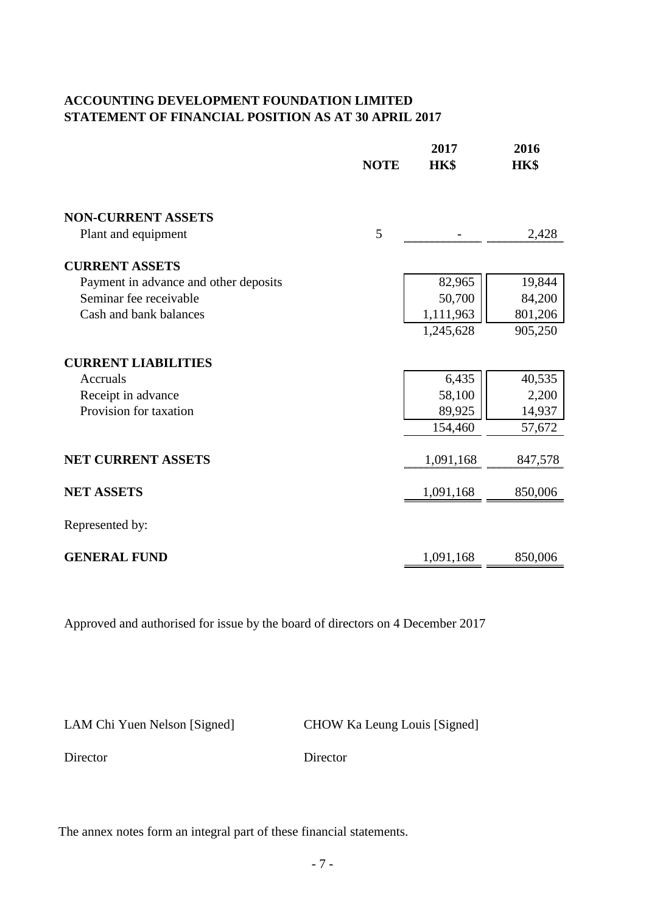**ACCOUNTING DEVELOPMENT FOUNDATION LIMITED**
**STATEMENT OF FINANCIAL POSITION AS AT 30 APRIL 2017**

| | NOTE | 2017 HK$ | 2016 HK$ |
|---|---|---|---|
| **NON-CURRENT ASSETS** | | | |
| Plant and equipment | 5 | - | 2,428 |
| **CURRENT ASSETS** | | | |
| Payment in advance and other deposits | | 82,965 | 19,844 |
| Seminar fee receivable | | 50,700 | 84,200 |
| Cash and bank balances | | 1,111,963 | 801,206 |
| | | 1,245,628 | 905,250 |
| **CURRENT LIABILITIES** | | | |
| Accruals | | 6,435 | 40,535 |
| Receipt in advance | | 58,100 | 2,200 |
| Provision for taxation | | 89,925 | 14,937 |
| | | 154,460 | 57,672 |
| **NET CURRENT ASSETS** | | 1,091,168 | 847,578 |
| **NET ASSETS** | | 1,091,168 | 850,006 |
| Represented by: | | | |
| **GENERAL FUND** | | 1,091,168 | 850,006 |

Approved and authorised for issue by the board of directors on 4 December 2017

LAM Chi Yuen Nelson [Signed] CHOW Ka Leung Louis [Signed]

Director Director

The annex notes form an integral part of these financial statements.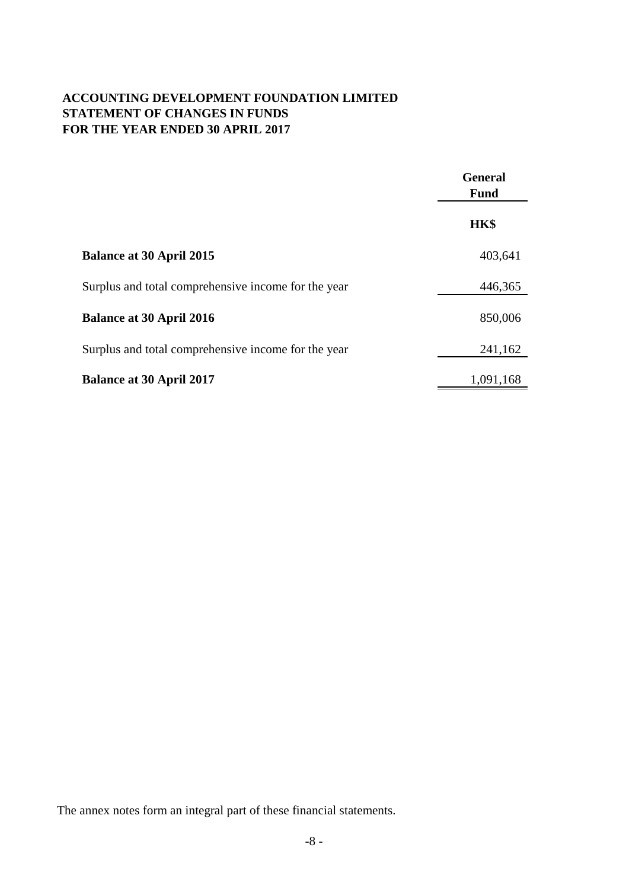**ACCOUNTING DEVELOPMENT FOUNDATION LIMITED**
**STATEMENT OF CHANGES IN FUNDS**
**FOR THE YEAR ENDED 30 APRIL 2017**

| | General Fund |
|---|---|
| | HK$ |
| **Balance at 30 April 2015** | 403,641 |
| Surplus and total comprehensive income for the year | 446,365 |
| **Balance at 30 April 2016** | 850,006 |
| Surplus and total comprehensive income for the year | 241,162 |
| **Balance at 30 April 2017** | 1,091,168 |

The annex notes form an integral part of these financial statements.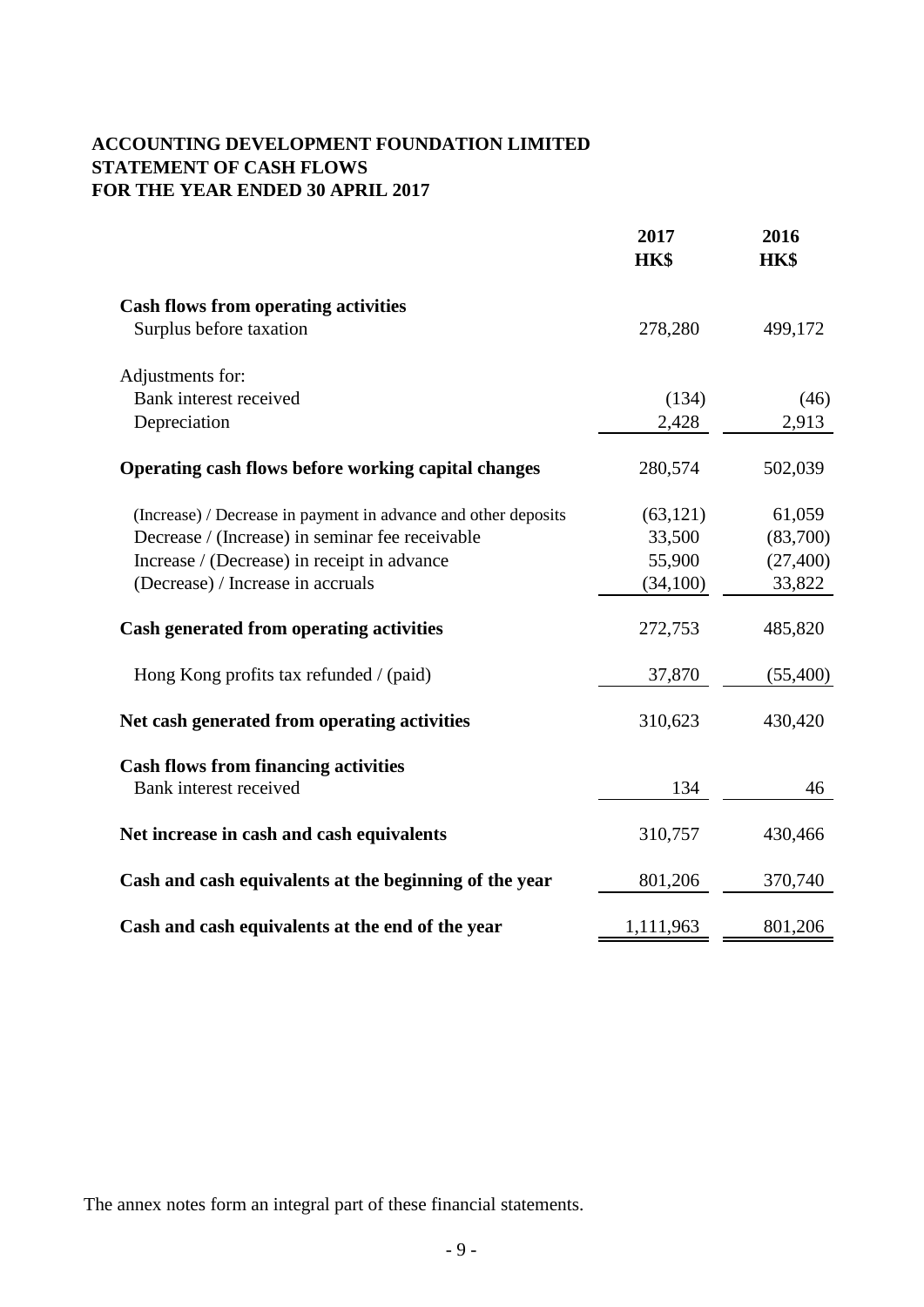**ACCOUNTING DEVELOPMENT FOUNDATION LIMITED**
**STATEMENT OF CASH FLOWS**
**FOR THE YEAR ENDED 30 APRIL 2017**

| | 2017 HK$ | 2016 HK$ |
|---|---|---|
| **Cash flows from operating activities** | | |
| Surplus before taxation | 278,280 | 499,172 |
| Adjustments for: | | |
| Bank interest received | (134) | (46) |
| Depreciation | 2,428 | 2,913 |
| **Operating cash flows before working capital changes** | 280,574 | 502,039 |
| (Increase) / Decrease in payment in advance and other deposits | (63,121) | 61,059 |
| Decrease / (Increase) in seminar fee receivable | 33,500 | (83,700) |
| Increase / (Decrease) in receipt in advance | 55,900 | (27,400) |
| (Decrease) / Increase in accruals | (34,100) | 33,822 |
| **Cash generated from operating activities** | 272,753 | 485,820 |
| Hong Kong profits tax refunded / (paid) | 37,870 | (55,400) |
| **Net cash generated from operating activities** | 310,623 | 430,420 |
| **Cash flows from financing activities** | | |
| Bank interest received | 134 | 46 |
| **Net increase in cash and cash equivalents** | 310,757 | 430,466 |
| **Cash and cash equivalents at the beginning of the year** | 801,206 | 370,740 |
| **Cash and cash equivalents at the end of the year** | 1,111,963 | 801,206 |

The annex notes form an integral part of these financial statements.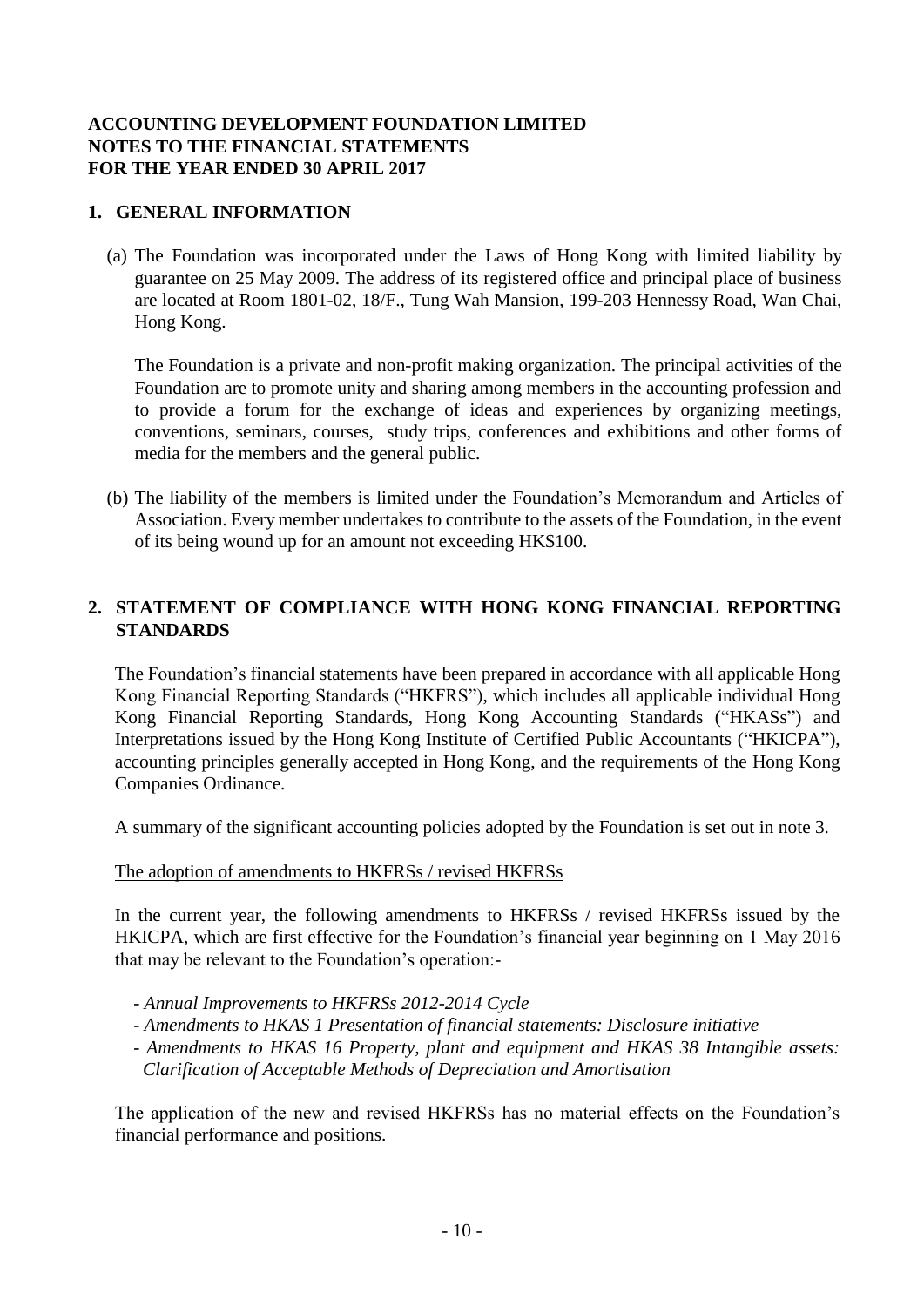**ACCOUNTING DEVELOPMENT FOUNDATION LIMITED**
**NOTES TO THE FINANCIAL STATEMENTS**
**FOR THE YEAR ENDED 30 APRIL 2017**

## 1. GENERAL INFORMATION

(a) The Foundation was incorporated under the Laws of Hong Kong with limited liability by guarantee on 25 May 2009. The address of its registered office and principal place of business are located at Room 1801-02, 18/F., Tung Wah Mansion, 199-203 Hennessy Road, Wan Chai, Hong Kong.

The Foundation is a private and non-profit making organization. The principal activities of the Foundation are to promote unity and sharing among members in the accounting profession and to provide a forum for the exchange of ideas and experiences by organizing meetings, conventions, seminars, courses, study trips, conferences and exhibitions and other forms of media for the members and the general public.

(b) The liability of the members is limited under the Foundation's Memorandum and Articles of Association. Every member undertakes to contribute to the assets of the Foundation, in the event of its being wound up for an amount not exceeding HK$100.

## 2. STATEMENT OF COMPLIANCE WITH HONG KONG FINANCIAL REPORTING STANDARDS

The Foundation's financial statements have been prepared in accordance with all applicable Hong Kong Financial Reporting Standards ("HKFRS"), which includes all applicable individual Hong Kong Financial Reporting Standards, Hong Kong Accounting Standards ("HKASs") and Interpretations issued by the Hong Kong Institute of Certified Public Accountants ("HKICPA"), accounting principles generally accepted in Hong Kong, and the requirements of the Hong Kong Companies Ordinance.

A summary of the significant accounting policies adopted by the Foundation is set out in note 3.

<u>The adoption of amendments to HKFRSs / revised HKFRSs</u>

In the current year, the following amendments to HKFRSs / revised HKFRSs issued by the HKICPA, which are first effective for the Foundation's financial year beginning on 1 May 2016 that may be relevant to the Foundation's operation:-

- *Annual Improvements to HKFRSs 2012-2014 Cycle*
- *Amendments to HKAS 1 Presentation of financial statements: Disclosure initiative*
- *Amendments to HKAS 16 Property, plant and equipment and HKAS 38 Intangible assets: Clarification of Acceptable Methods of Depreciation and Amortisation*

The application of the new and revised HKFRSs has no material effects on the Foundation's financial performance and positions.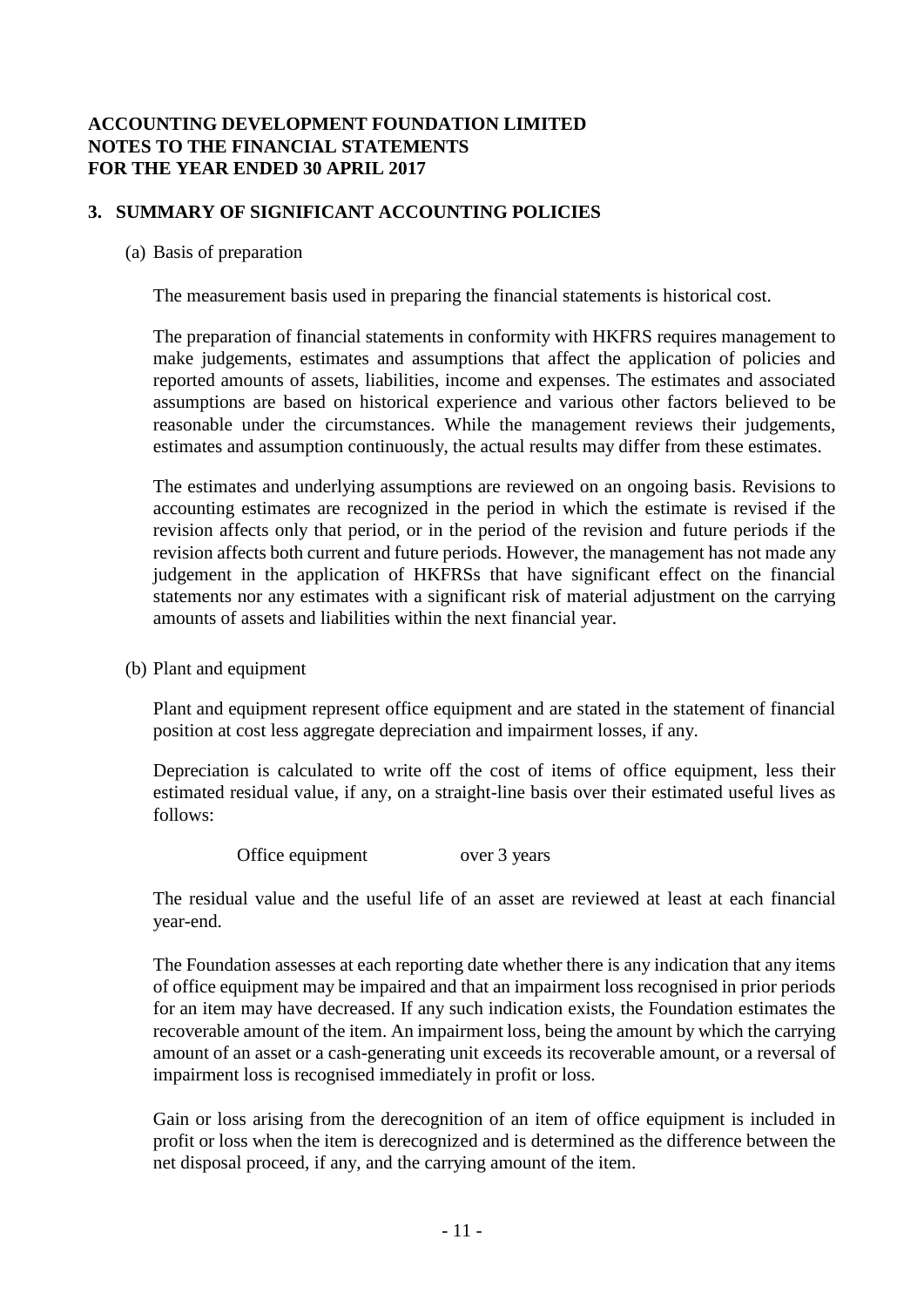**ACCOUNTING DEVELOPMENT FOUNDATION LIMITED**
**NOTES TO THE FINANCIAL STATEMENTS**
**FOR THE YEAR ENDED 30 APRIL 2017**

## 3. SUMMARY OF SIGNIFICANT ACCOUNTING POLICIES

(a) Basis of preparation

The measurement basis used in preparing the financial statements is historical cost.

The preparation of financial statements in conformity with HKFRS requires management to make judgements, estimates and assumptions that affect the application of policies and reported amounts of assets, liabilities, income and expenses. The estimates and associated assumptions are based on historical experience and various other factors believed to be reasonable under the circumstances. While the management reviews their judgements, estimates and assumption continuously, the actual results may differ from these estimates.

The estimates and underlying assumptions are reviewed on an ongoing basis. Revisions to accounting estimates are recognized in the period in which the estimate is revised if the revision affects only that period, or in the period of the revision and future periods if the revision affects both current and future periods. However, the management has not made any judgement in the application of HKFRSs that have significant effect on the financial statements nor any estimates with a significant risk of material adjustment on the carrying amounts of assets and liabilities within the next financial year.

(b) Plant and equipment

Plant and equipment represent office equipment and are stated in the statement of financial position at cost less aggregate depreciation and impairment losses, if any.

Depreciation is calculated to write off the cost of items of office equipment, less their estimated residual value, if any, on a straight-line basis over their estimated useful lives as follows:

| | |
|---|---|
| Office equipment | over 3 years |

The residual value and the useful life of an asset are reviewed at least at each financial year-end.

The Foundation assesses at each reporting date whether there is any indication that any items of office equipment may be impaired and that an impairment loss recognised in prior periods for an item may have decreased. If any such indication exists, the Foundation estimates the recoverable amount of the item. An impairment loss, being the amount by which the carrying amount of an asset or a cash-generating unit exceeds its recoverable amount, or a reversal of impairment loss is recognised immediately in profit or loss.

Gain or loss arising from the derecognition of an item of office equipment is included in profit or loss when the item is derecognized and is determined as the difference between the net disposal proceed, if any, and the carrying amount of the item.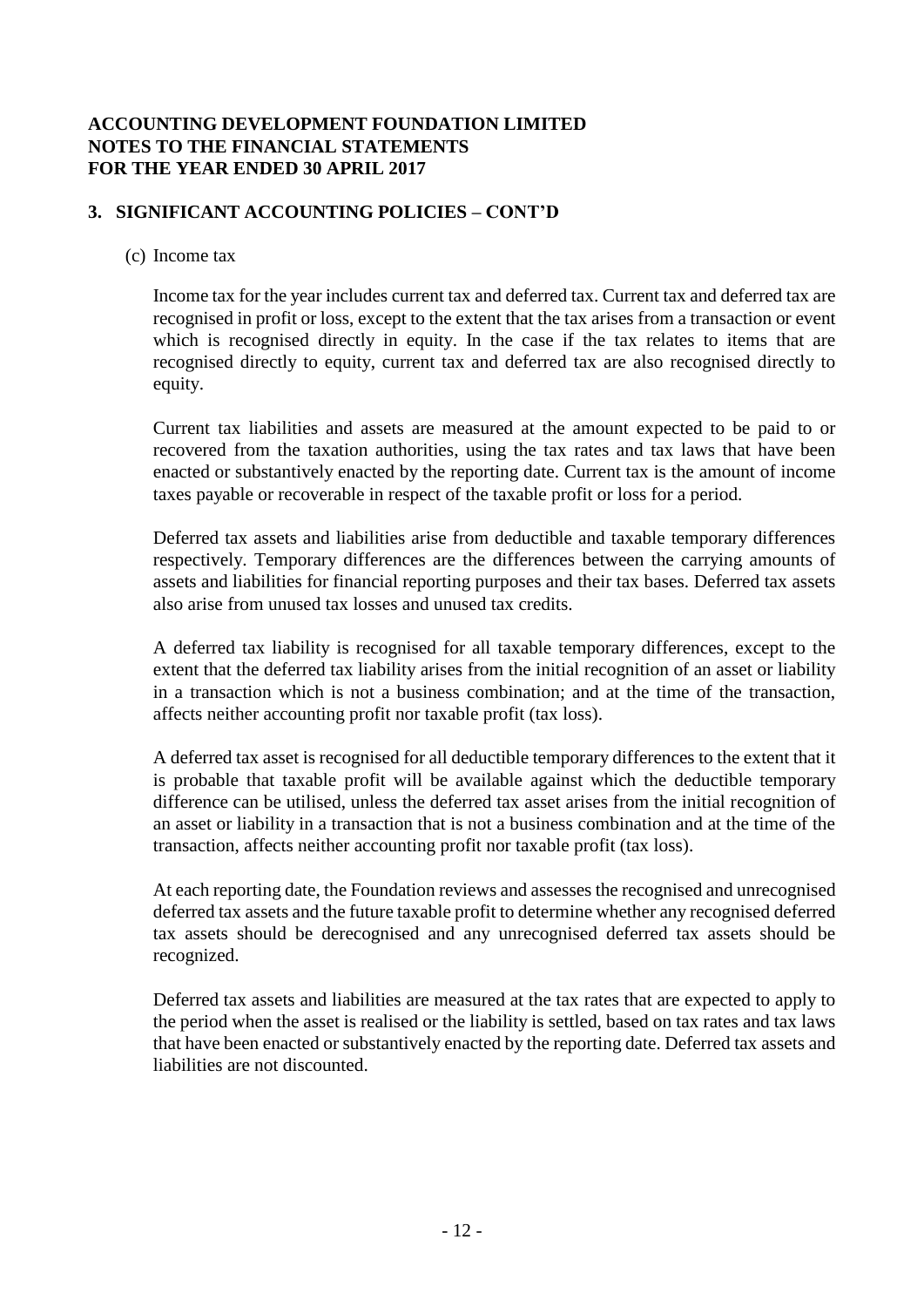**ACCOUNTING DEVELOPMENT FOUNDATION LIMITED**
**NOTES TO THE FINANCIAL STATEMENTS**
**FOR THE YEAR ENDED 30 APRIL 2017**

## 3. SIGNIFICANT ACCOUNTING POLICIES – CONT'D

(c) Income tax

Income tax for the year includes current tax and deferred tax. Current tax and deferred tax are recognised in profit or loss, except to the extent that the tax arises from a transaction or event which is recognised directly in equity. In the case if the tax relates to items that are recognised directly to equity, current tax and deferred tax are also recognised directly to equity.

Current tax liabilities and assets are measured at the amount expected to be paid to or recovered from the taxation authorities, using the tax rates and tax laws that have been enacted or substantively enacted by the reporting date. Current tax is the amount of income taxes payable or recoverable in respect of the taxable profit or loss for a period.

Deferred tax assets and liabilities arise from deductible and taxable temporary differences respectively. Temporary differences are the differences between the carrying amounts of assets and liabilities for financial reporting purposes and their tax bases. Deferred tax assets also arise from unused tax losses and unused tax credits.

A deferred tax liability is recognised for all taxable temporary differences, except to the extent that the deferred tax liability arises from the initial recognition of an asset or liability in a transaction which is not a business combination; and at the time of the transaction, affects neither accounting profit nor taxable profit (tax loss).

A deferred tax asset is recognised for all deductible temporary differences to the extent that it is probable that taxable profit will be available against which the deductible temporary difference can be utilised, unless the deferred tax asset arises from the initial recognition of an asset or liability in a transaction that is not a business combination and at the time of the transaction, affects neither accounting profit nor taxable profit (tax loss).

At each reporting date, the Foundation reviews and assesses the recognised and unrecognised deferred tax assets and the future taxable profit to determine whether any recognised deferred tax assets should be derecognised and any unrecognised deferred tax assets should be recognized.

Deferred tax assets and liabilities are measured at the tax rates that are expected to apply to the period when the asset is realised or the liability is settled, based on tax rates and tax laws that have been enacted or substantively enacted by the reporting date. Deferred tax assets and liabilities are not discounted.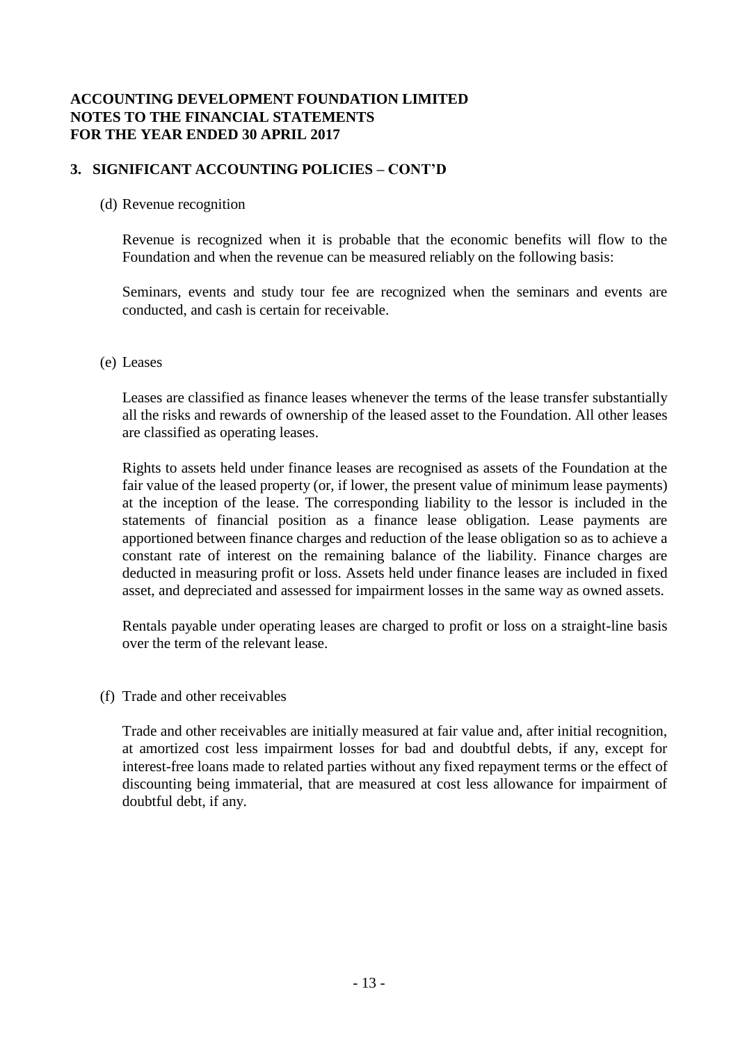**ACCOUNTING DEVELOPMENT FOUNDATION LIMITED**
**NOTES TO THE FINANCIAL STATEMENTS**
**FOR THE YEAR ENDED 30 APRIL 2017**

## 3. SIGNIFICANT ACCOUNTING POLICIES – CONT'D

(d) Revenue recognition

Revenue is recognized when it is probable that the economic benefits will flow to the Foundation and when the revenue can be measured reliably on the following basis:

Seminars, events and study tour fee are recognized when the seminars and events are conducted, and cash is certain for receivable.

(e) Leases

Leases are classified as finance leases whenever the terms of the lease transfer substantially all the risks and rewards of ownership of the leased asset to the Foundation. All other leases are classified as operating leases.

Rights to assets held under finance leases are recognised as assets of the Foundation at the fair value of the leased property (or, if lower, the present value of minimum lease payments) at the inception of the lease. The corresponding liability to the lessor is included in the statements of financial position as a finance lease obligation. Lease payments are apportioned between finance charges and reduction of the lease obligation so as to achieve a constant rate of interest on the remaining balance of the liability. Finance charges are deducted in measuring profit or loss. Assets held under finance leases are included in fixed asset, and depreciated and assessed for impairment losses in the same way as owned assets.

Rentals payable under operating leases are charged to profit or loss on a straight-line basis over the term of the relevant lease.

(f) Trade and other receivables

Trade and other receivables are initially measured at fair value and, after initial recognition, at amortized cost less impairment losses for bad and doubtful debts, if any, except for interest-free loans made to related parties without any fixed repayment terms or the effect of discounting being immaterial, that are measured at cost less allowance for impairment of doubtful debt, if any.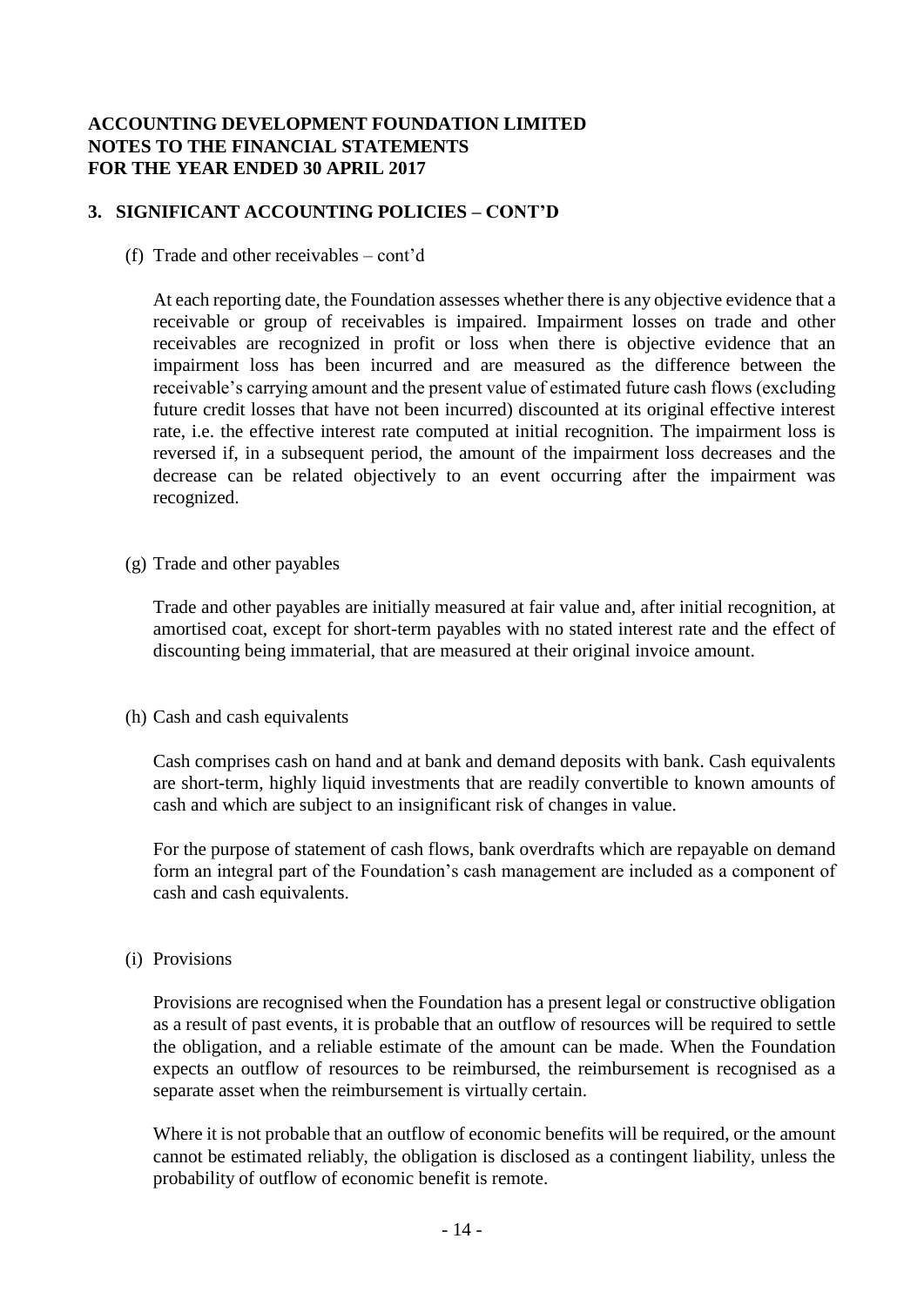**ACCOUNTING DEVELOPMENT FOUNDATION LIMITED**
**NOTES TO THE FINANCIAL STATEMENTS**
**FOR THE YEAR ENDED 30 APRIL 2017**

## 3. SIGNIFICANT ACCOUNTING POLICIES – CONT'D

(f) Trade and other receivables – cont'd

At each reporting date, the Foundation assesses whether there is any objective evidence that a receivable or group of receivables is impaired. Impairment losses on trade and other receivables are recognized in profit or loss when there is objective evidence that an impairment loss has been incurred and are measured as the difference between the receivable's carrying amount and the present value of estimated future cash flows (excluding future credit losses that have not been incurred) discounted at its original effective interest rate, i.e. the effective interest rate computed at initial recognition. The impairment loss is reversed if, in a subsequent period, the amount of the impairment loss decreases and the decrease can be related objectively to an event occurring after the impairment was recognized.

(g) Trade and other payables

Trade and other payables are initially measured at fair value and, after initial recognition, at amortised coat, except for short-term payables with no stated interest rate and the effect of discounting being immaterial, that are measured at their original invoice amount.

(h) Cash and cash equivalents

Cash comprises cash on hand and at bank and demand deposits with bank. Cash equivalents are short-term, highly liquid investments that are readily convertible to known amounts of cash and which are subject to an insignificant risk of changes in value.

For the purpose of statement of cash flows, bank overdrafts which are repayable on demand form an integral part of the Foundation's cash management are included as a component of cash and cash equivalents.

(i) Provisions

Provisions are recognised when the Foundation has a present legal or constructive obligation as a result of past events, it is probable that an outflow of resources will be required to settle the obligation, and a reliable estimate of the amount can be made. When the Foundation expects an outflow of resources to be reimbursed, the reimbursement is recognised as a separate asset when the reimbursement is virtually certain.

Where it is not probable that an outflow of economic benefits will be required, or the amount cannot be estimated reliably, the obligation is disclosed as a contingent liability, unless the probability of outflow of economic benefit is remote.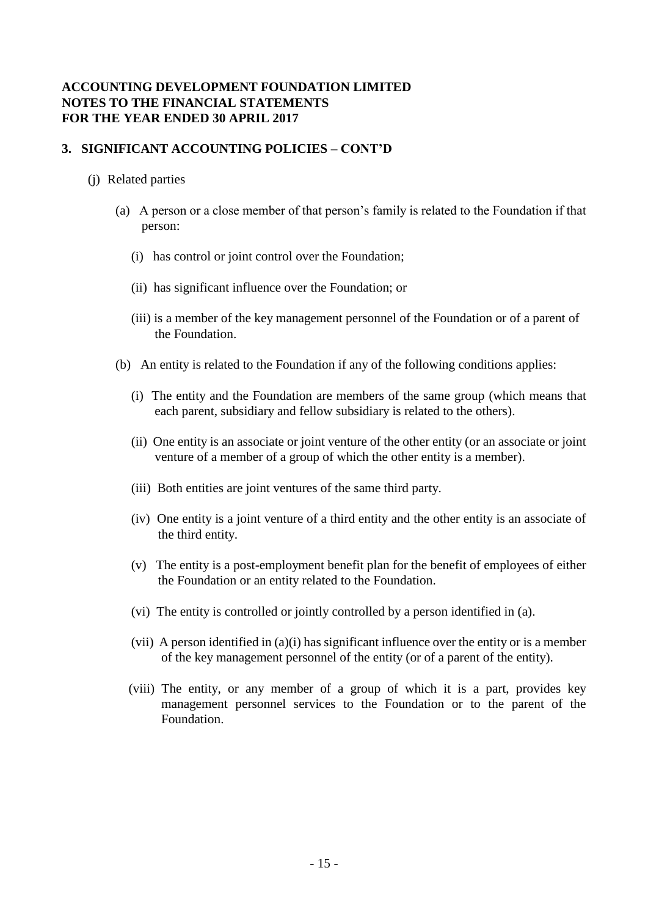**ACCOUNTING DEVELOPMENT FOUNDATION LIMITED**
**NOTES TO THE FINANCIAL STATEMENTS**
**FOR THE YEAR ENDED 30 APRIL 2017**

## 3. SIGNIFICANT ACCOUNTING POLICIES – CONT'D

(j) Related parties

(a) A person or a close member of that person's family is related to the Foundation if that person:

(i) has control or joint control over the Foundation;

(ii) has significant influence over the Foundation; or

(iii) is a member of the key management personnel of the Foundation or of a parent of the Foundation.

(b) An entity is related to the Foundation if any of the following conditions applies:

(i) The entity and the Foundation are members of the same group (which means that each parent, subsidiary and fellow subsidiary is related to the others).

(ii) One entity is an associate or joint venture of the other entity (or an associate or joint venture of a member of a group of which the other entity is a member).

(iii) Both entities are joint ventures of the same third party.

(iv) One entity is a joint venture of a third entity and the other entity is an associate of the third entity.

(v) The entity is a post-employment benefit plan for the benefit of employees of either the Foundation or an entity related to the Foundation.

(vi) The entity is controlled or jointly controlled by a person identified in (a).

(vii) A person identified in (a)(i) has significant influence over the entity or is a member of the key management personnel of the entity (or of a parent of the entity).

(viii) The entity, or any member of a group of which it is a part, provides key management personnel services to the Foundation or to the parent of the Foundation.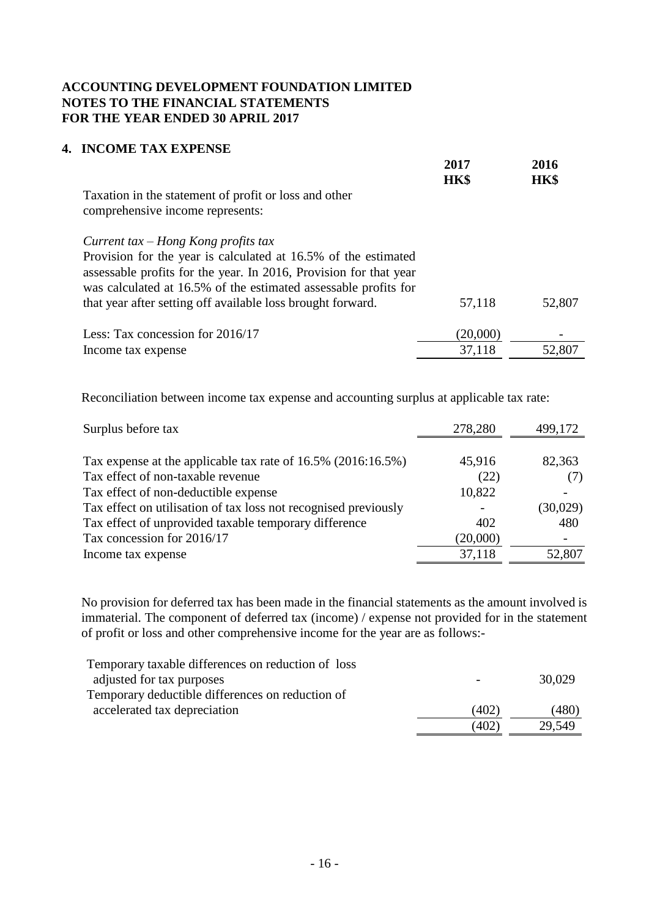**ACCOUNTING DEVELOPMENT FOUNDATION LIMITED**
**NOTES TO THE FINANCIAL STATEMENTS**
**FOR THE YEAR ENDED 30 APRIL 2017**

## 4. INCOME TAX EXPENSE

| | 2017 HK$ | 2016 HK$ |
|---|---|---|
| Taxation in the statement of profit or loss and other comprehensive income represents: | | |
| *Current tax – Hong Kong profits tax* | | |
| Provision for the year is calculated at 16.5% of the estimated assessable profits for the year. In 2016, Provision for that year was calculated at 16.5% of the estimated assessable profits for that year after setting off available loss brought forward. | 57,118 | 52,807 |
| Less: Tax concession for 2016/17 | (20,000) | - |
| Income tax expense | 37,118 | 52,807 |

Reconciliation between income tax expense and accounting surplus at applicable tax rate:

| | 2017 HK$ | 2016 HK$ |
|---|---|---|
| Surplus before tax | 278,280 | 499,172 |
| Tax expense at the applicable tax rate of 16.5% (2016:16.5%) | 45,916 | 82,363 |
| Tax effect of non-taxable revenue | (22) | (7) |
| Tax effect of non-deductible expense | 10,822 | - |
| Tax effect on utilisation of tax loss not recognised previously | - | (30,029) |
| Tax effect of unprovided taxable temporary difference | 402 | 480 |
| Tax concession for 2016/17 | (20,000) | - |
| Income tax expense | 37,118 | 52,807 |

No provision for deferred tax has been made in the financial statements as the amount involved is immaterial. The component of deferred tax (income) / expense not provided for in the statement of profit or loss and other comprehensive income for the year are as follows:-

| | 2017 HK$ | 2016 HK$ |
|---|---|---|
| Temporary taxable differences on reduction of loss adjusted for tax purposes | - | 30,029 |
| Temporary deductible differences on reduction of accelerated tax depreciation | (402) | (480) |
| | (402) | 29,549 |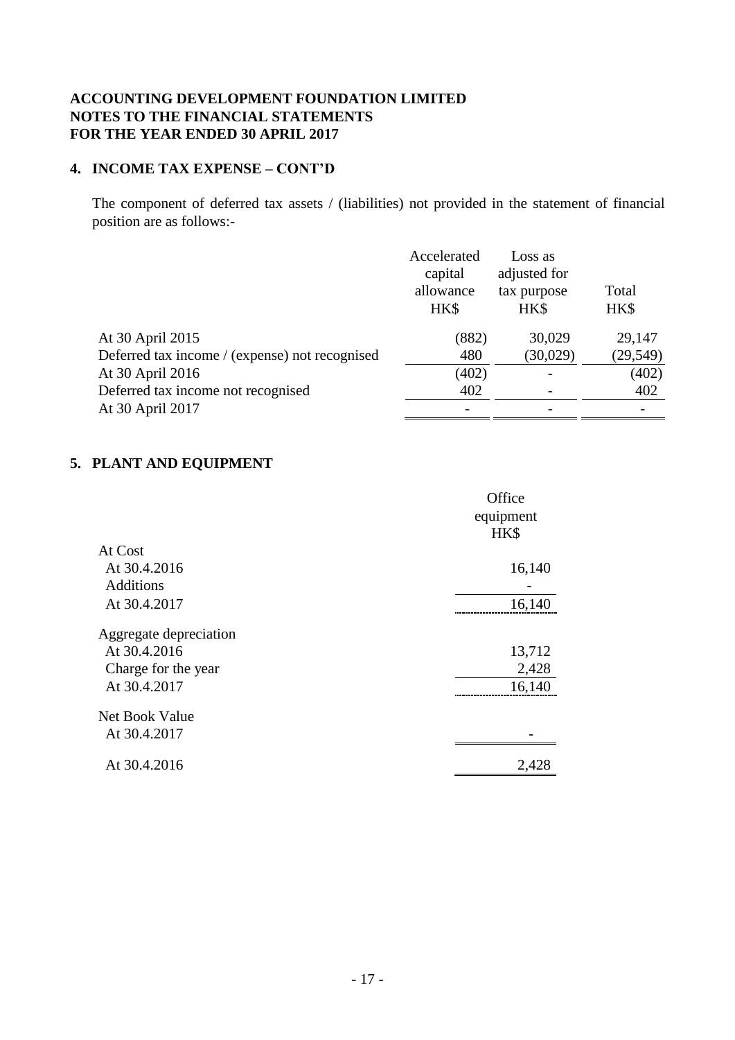**ACCOUNTING DEVELOPMENT FOUNDATION LIMITED**
**NOTES TO THE FINANCIAL STATEMENTS**
**FOR THE YEAR ENDED 30 APRIL 2017**

## 4. INCOME TAX EXPENSE – CONT'D

The component of deferred tax assets / (liabilities) not provided in the statement of financial position are as follows:-

| | Accelerated capital allowance HK$ | Loss as adjusted for tax purpose HK$ | Total HK$ |
|---|---|---|---|
| At 30 April 2015 | (882) | 30,029 | 29,147 |
| Deferred tax income / (expense) not recognised | 480 | (30,029) | (29,549) |
| At 30 April 2016 | (402) | - | (402) |
| Deferred tax income not recognised | 402 | - | 402 |
| At 30 April 2017 | - | - | - |

## 5. PLANT AND EQUIPMENT

| | Office equipment HK$ |
|---|---|
| **At Cost** | |
| At 30.4.2016 | 16,140 |
| Additions | - |
| At 30.4.2017 | 16,140 |
| **Aggregate depreciation** | |
| At 30.4.2016 | 13,712 |
| Charge for the year | 2,428 |
| At 30.4.2017 | 16,140 |
| **Net Book Value** | |
| At 30.4.2017 | - |
| At 30.4.2016 | 2,428 |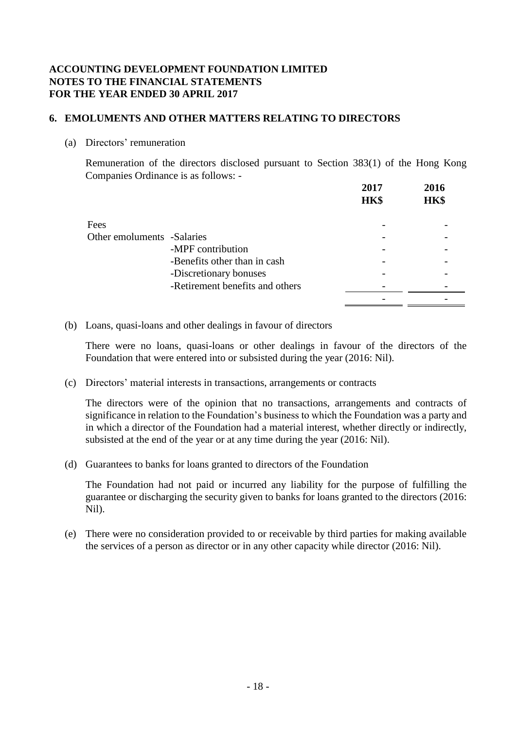**ACCOUNTING DEVELOPMENT FOUNDATION LIMITED**
**NOTES TO THE FINANCIAL STATEMENTS**
**FOR THE YEAR ENDED 30 APRIL 2017**

## 6. EMOLUMENTS AND OTHER MATTERS RELATING TO DIRECTORS

(a) Directors' remuneration

Remuneration of the directors disclosed pursuant to Section 383(1) of the Hong Kong Companies Ordinance is as follows: -

| | | **2017 HK$** | **2016 HK$** |
|---|---|---|---|
| Fees | | - | - |
| Other emoluments | -Salaries | - | - |
| | -MPF contribution | - | - |
| | -Benefits other than in cash | - | - |
| | -Discretionary bonuses | - | - |
| | -Retirement benefits and others | - | - |
| | | - | - |

(b) Loans, quasi-loans and other dealings in favour of directors

There were no loans, quasi-loans or other dealings in favour of the directors of the Foundation that were entered into or subsisted during the year (2016: Nil).

(c) Directors' material interests in transactions, arrangements or contracts

The directors were of the opinion that no transactions, arrangements and contracts of significance in relation to the Foundation's business to which the Foundation was a party and in which a director of the Foundation had a material interest, whether directly or indirectly, subsisted at the end of the year or at any time during the year (2016: Nil).

(d) Guarantees to banks for loans granted to directors of the Foundation

The Foundation had not paid or incurred any liability for the purpose of fulfilling the guarantee or discharging the security given to banks for loans granted to the directors (2016: Nil).

(e) There were no consideration provided to or receivable by third parties for making available the services of a person as director or in any other capacity while director (2016: Nil).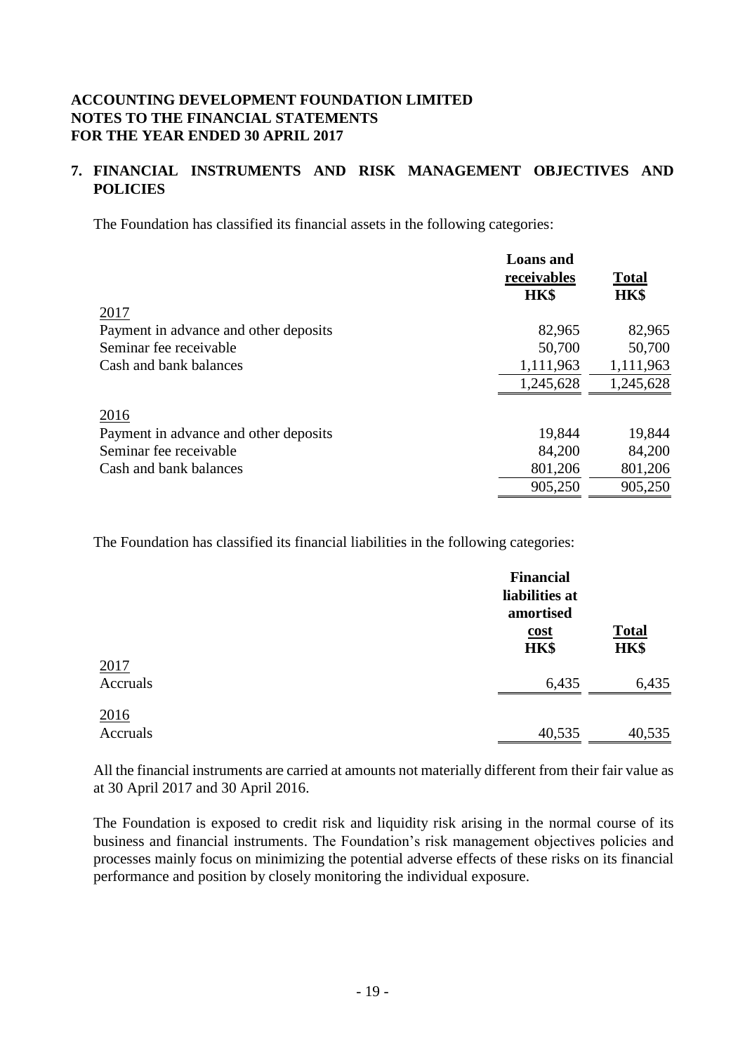**ACCOUNTING DEVELOPMENT FOUNDATION LIMITED**
**NOTES TO THE FINANCIAL STATEMENTS**
**FOR THE YEAR ENDED 30 APRIL 2017**

## 7. FINANCIAL INSTRUMENTS AND RISK MANAGEMENT OBJECTIVES AND POLICIES

The Foundation has classified its financial assets in the following categories:

| | Loans and receivables HK$ | Total HK$ |
|---|---|---|
| 2017 | | |
| Payment in advance and other deposits | 82,965 | 82,965 |
| Seminar fee receivable | 50,700 | 50,700 |
| Cash and bank balances | 1,111,963 | 1,111,963 |
| | 1,245,628 | 1,245,628 |
| 2016 | | |
| Payment in advance and other deposits | 19,844 | 19,844 |
| Seminar fee receivable | 84,200 | 84,200 |
| Cash and bank balances | 801,206 | 801,206 |
| | 905,250 | 905,250 |

The Foundation has classified its financial liabilities in the following categories:

| | Financial liabilities at amortised cost HK$ | Total HK$ |
|---|---|---|
| 2017 | | |
| Accruals | 6,435 | 6,435 |
| 2016 | | |
| Accruals | 40,535 | 40,535 |

All the financial instruments are carried at amounts not materially different from their fair value as at 30 April 2017 and 30 April 2016.

The Foundation is exposed to credit risk and liquidity risk arising in the normal course of its business and financial instruments. The Foundation's risk management objectives policies and processes mainly focus on minimizing the potential adverse effects of these risks on its financial performance and position by closely monitoring the individual exposure.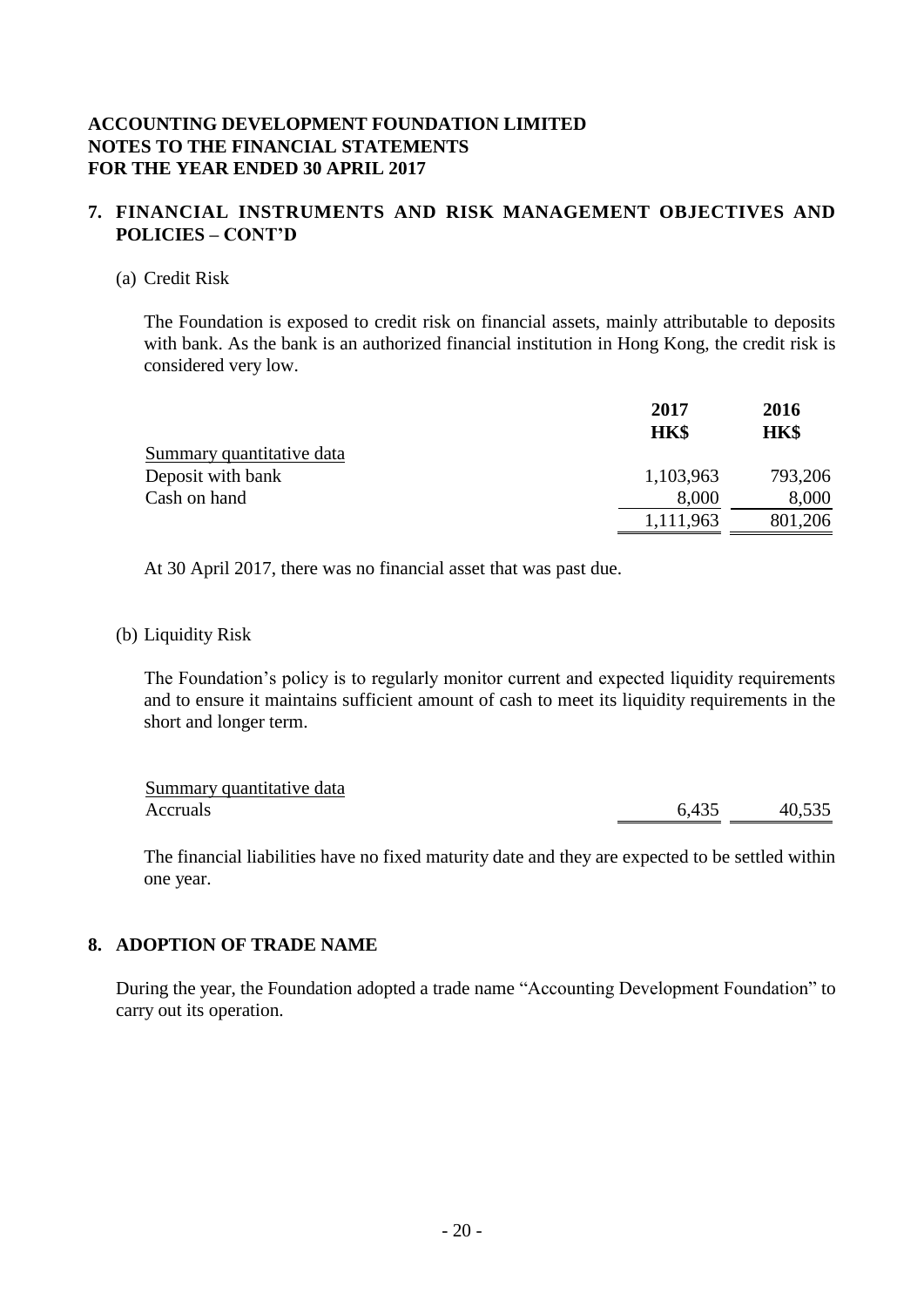**ACCOUNTING DEVELOPMENT FOUNDATION LIMITED**
**NOTES TO THE FINANCIAL STATEMENTS**
**FOR THE YEAR ENDED 30 APRIL 2017**

## 7. FINANCIAL INSTRUMENTS AND RISK MANAGEMENT OBJECTIVES AND POLICIES – CONT'D

(a) Credit Risk

The Foundation is exposed to credit risk on financial assets, mainly attributable to deposits with bank. As the bank is an authorized financial institution in Hong Kong, the credit risk is considered very low.

| | 2017<br>HK$ | 2016<br>HK$ |
|---|---|---|
| Summary quantitative data | | |
| Deposit with bank | 1,103,963 | 793,206 |
| Cash on hand | 8,000 | 8,000 |
| | 1,111,963 | 801,206 |

At 30 April 2017, there was no financial asset that was past due.

(b) Liquidity Risk

The Foundation's policy is to regularly monitor current and expected liquidity requirements and to ensure it maintains sufficient amount of cash to meet its liquidity requirements in the short and longer term.

| | 2017 | 2016 |
|---|---|---|
| Summary quantitative data | | |
| Accruals | 6,435 | 40,535 |

The financial liabilities have no fixed maturity date and they are expected to be settled within one year.

## 8. ADOPTION OF TRADE NAME

During the year, the Foundation adopted a trade name "Accounting Development Foundation" to carry out its operation.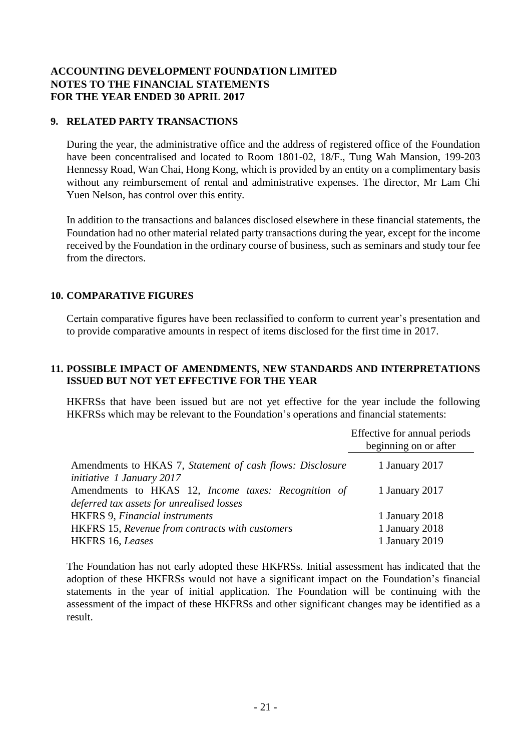# ACCOUNTING DEVELOPMENT FOUNDATION LIMITED
# NOTES TO THE FINANCIAL STATEMENTS
# FOR THE YEAR ENDED 30 APRIL 2017

## 9. RELATED PARTY TRANSACTIONS

During the year, the administrative office and the address of registered office of the Foundation have been concentralised and located to Room 1801-02, 18/F., Tung Wah Mansion, 199-203 Hennessy Road, Wan Chai, Hong Kong, which is provided by an entity on a complimentary basis without any reimbursement of rental and administrative expenses. The director, Mr Lam Chi Yuen Nelson, has control over this entity.

In addition to the transactions and balances disclosed elsewhere in these financial statements, the Foundation had no other material related party transactions during the year, except for the income received by the Foundation in the ordinary course of business, such as seminars and study tour fee from the directors.

## 10. COMPARATIVE FIGURES

Certain comparative figures have been reclassified to conform to current year's presentation and to provide comparative amounts in respect of items disclosed for the first time in 2017.

## 11. POSSIBLE IMPACT OF AMENDMENTS, NEW STANDARDS AND INTERPRETATIONS ISSUED BUT NOT YET EFFECTIVE FOR THE YEAR

HKFRSs that have been issued but are not yet effective for the year include the following HKFRSs which may be relevant to the Foundation's operations and financial statements:

| | Effective for annual periods beginning on or after |
|---|---|
| Amendments to HKAS 7, *Statement of cash flows: Disclosure initiative 1 January 2017* | 1 January 2017 |
| Amendments to HKAS 12, *Income taxes: Recognition of deferred tax assets for unrealised losses* | 1 January 2017 |
| HKFRS 9, *Financial instruments* | 1 January 2018 |
| HKFRS 15, *Revenue from contracts with customers* | 1 January 2018 |
| HKFRS 16, *Leases* | 1 January 2019 |

The Foundation has not early adopted these HKFRSs. Initial assessment has indicated that the adoption of these HKFRSs would not have a significant impact on the Foundation's financial statements in the year of initial application. The Foundation will be continuing with the assessment of the impact of these HKFRSs and other significant changes may be identified as a result.